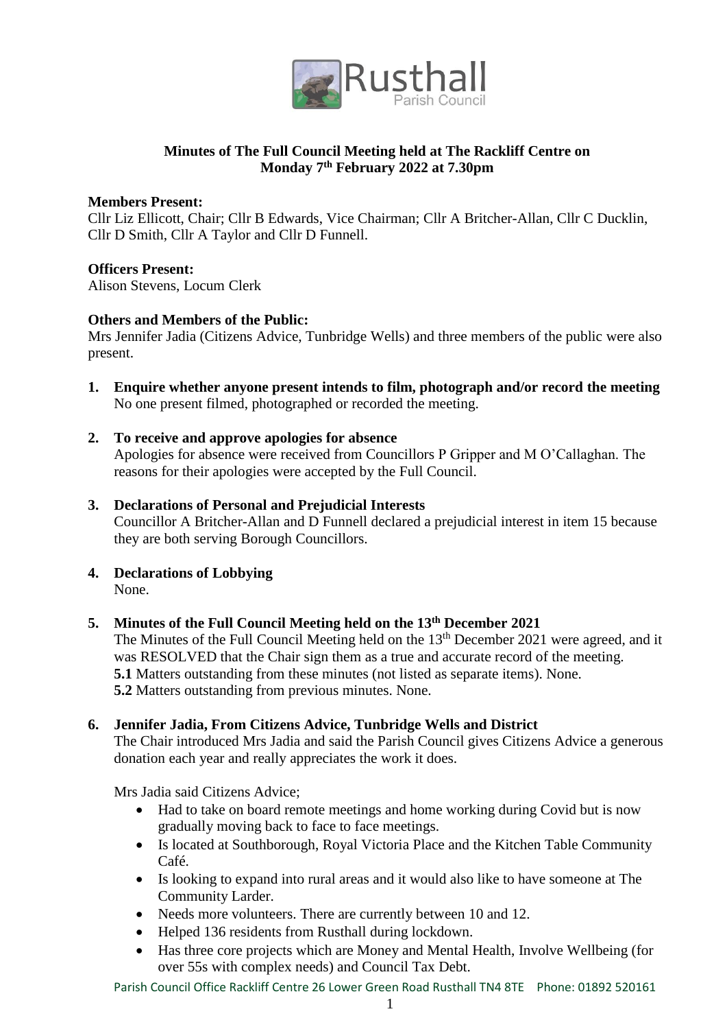Rusthall
Parish Council

**Minutes of The Full Council Meeting held at The Rackliff Centre on Monday 7th February 2022 at 7.30pm**

**Members Present:**
Cllr Liz Ellicott, Chair; Cllr B Edwards, Vice Chairman; Cllr A Britcher-Allan, Cllr C Ducklin, Cllr D Smith, Cllr A Taylor and Cllr D Funnell.

**Officers Present:**
Alison Stevens, Locum Clerk

**Others and Members of the Public:**
Mrs Jennifer Jadia (Citizens Advice, Tunbridge Wells) and three members of the public were also present.

1. **Enquire whether anyone present intends to film, photograph and/or record the meeting**
   No one present filmed, photographed or recorded the meeting.

2. **To receive and approve apologies for absence**
   Apologies for absence were received from Councillors P Gripper and M O'Callaghan. The reasons for their apologies were accepted by the Full Council.

3. **Declarations of Personal and Prejudicial Interests**
   Councillor A Britcher-Allan and D Funnell declared a prejudicial interest in item 15 because they are both serving Borough Councillors.

4. **Declarations of Lobbying**
   None.

5. **Minutes of the Full Council Meeting held on the 13th December 2021**
   The Minutes of the Full Council Meeting held on the 13th December 2021 were agreed, and it was RESOLVED that the Chair sign them as a true and accurate record of the meeting.
   **5.1** Matters outstanding from these minutes (not listed as separate items). None.
   **5.2** Matters outstanding from previous minutes. None.

6. **Jennifer Jadia, From Citizens Advice, Tunbridge Wells and District**
   The Chair introduced Mrs Jadia and said the Parish Council gives Citizens Advice a generous donation each year and really appreciates the work it does.

   Mrs Jadia said Citizens Advice;
   - Had to take on board remote meetings and home working during Covid but is now gradually moving back to face to face meetings.
   - Is located at Southborough, Royal Victoria Place and the Kitchen Table Community Café.
   - Is looking to expand into rural areas and it would also like to have someone at The Community Larder.
   - Needs more volunteers. There are currently between 10 and 12.
   - Helped 136 residents from Rusthall during lockdown.
   - Has three core projects which are Money and Mental Health, Involve Wellbeing (for over 55s with complex needs) and Council Tax Debt.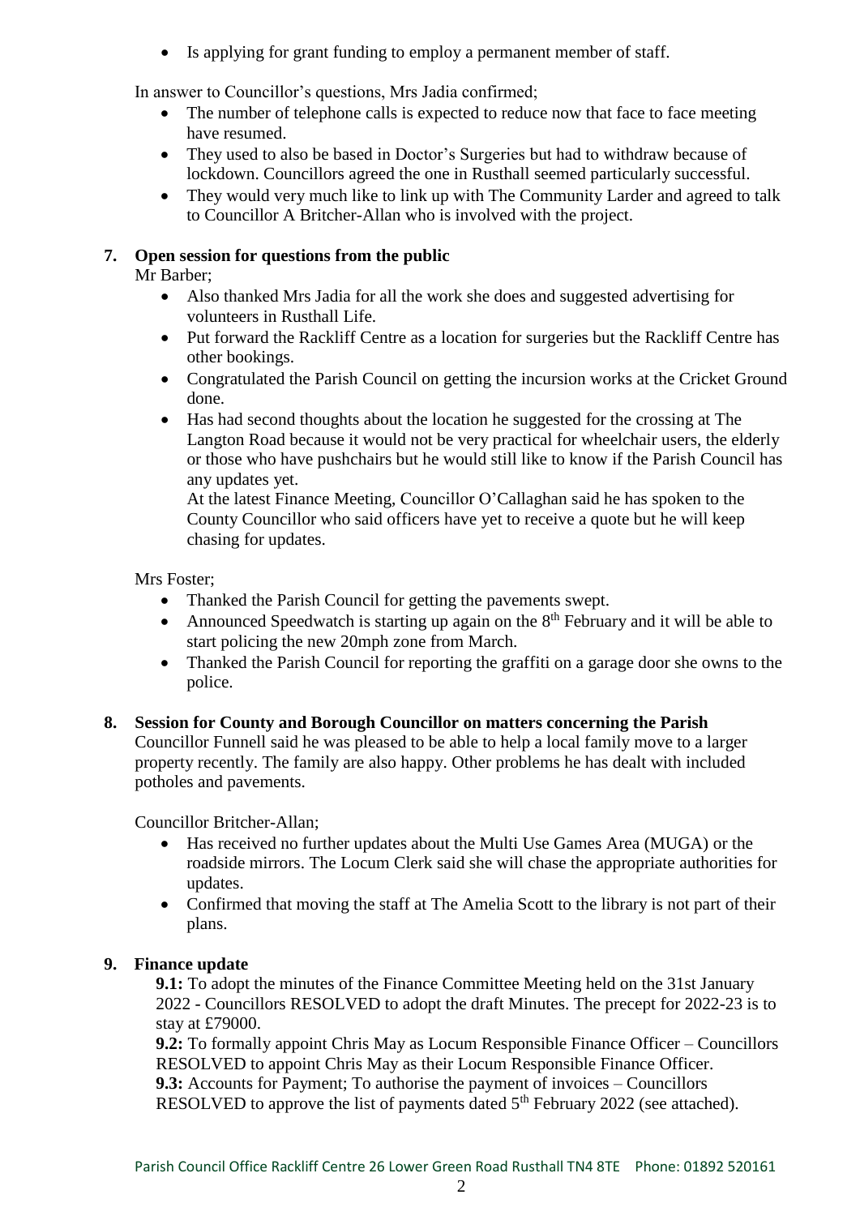- Is applying for grant funding to employ a permanent member of staff.

In answer to Councillor's questions, Mrs Jadia confirmed;

- The number of telephone calls is expected to reduce now that face to face meeting have resumed.
- They used to also be based in Doctor's Surgeries but had to withdraw because of lockdown. Councillors agreed the one in Rusthall seemed particularly successful.
- They would very much like to link up with The Community Larder and agreed to talk to Councillor A Britcher-Allan who is involved with the project.

**7. Open session for questions from the public**

Mr Barber;

- Also thanked Mrs Jadia for all the work she does and suggested advertising for volunteers in Rusthall Life.
- Put forward the Rackliff Centre as a location for surgeries but the Rackliff Centre has other bookings.
- Congratulated the Parish Council on getting the incursion works at the Cricket Ground done.
- Has had second thoughts about the location he suggested for the crossing at The Langton Road because it would not be very practical for wheelchair users, the elderly or those who have pushchairs but he would still like to know if the Parish Council has any updates yet.
  At the latest Finance Meeting, Councillor O'Callaghan said he has spoken to the County Councillor who said officers have yet to receive a quote but he will keep chasing for updates.

Mrs Foster;

- Thanked the Parish Council for getting the pavements swept.
- Announced Speedwatch is starting up again on the 8th February and it will be able to start policing the new 20mph zone from March.
- Thanked the Parish Council for reporting the graffiti on a garage door she owns to the police.

**8. Session for County and Borough Councillor on matters concerning the Parish**

Councillor Funnell said he was pleased to be able to help a local family move to a larger property recently. The family are also happy. Other problems he has dealt with included potholes and pavements.

Councillor Britcher-Allan;

- Has received no further updates about the Multi Use Games Area (MUGA) or the roadside mirrors. The Locum Clerk said she will chase the appropriate authorities for updates.
- Confirmed that moving the staff at The Amelia Scott to the library is not part of their plans.

**9. Finance update**

**9.1:** To adopt the minutes of the Finance Committee Meeting held on the 31st January 2022 - Councillors RESOLVED to adopt the draft Minutes. The precept for 2022-23 is to stay at £79000.
**9.2:** To formally appoint Chris May as Locum Responsible Finance Officer – Councillors RESOLVED to appoint Chris May as their Locum Responsible Finance Officer.
**9.3:** Accounts for Payment; To authorise the payment of invoices – Councillors RESOLVED to approve the list of payments dated 5th February 2022 (see attached).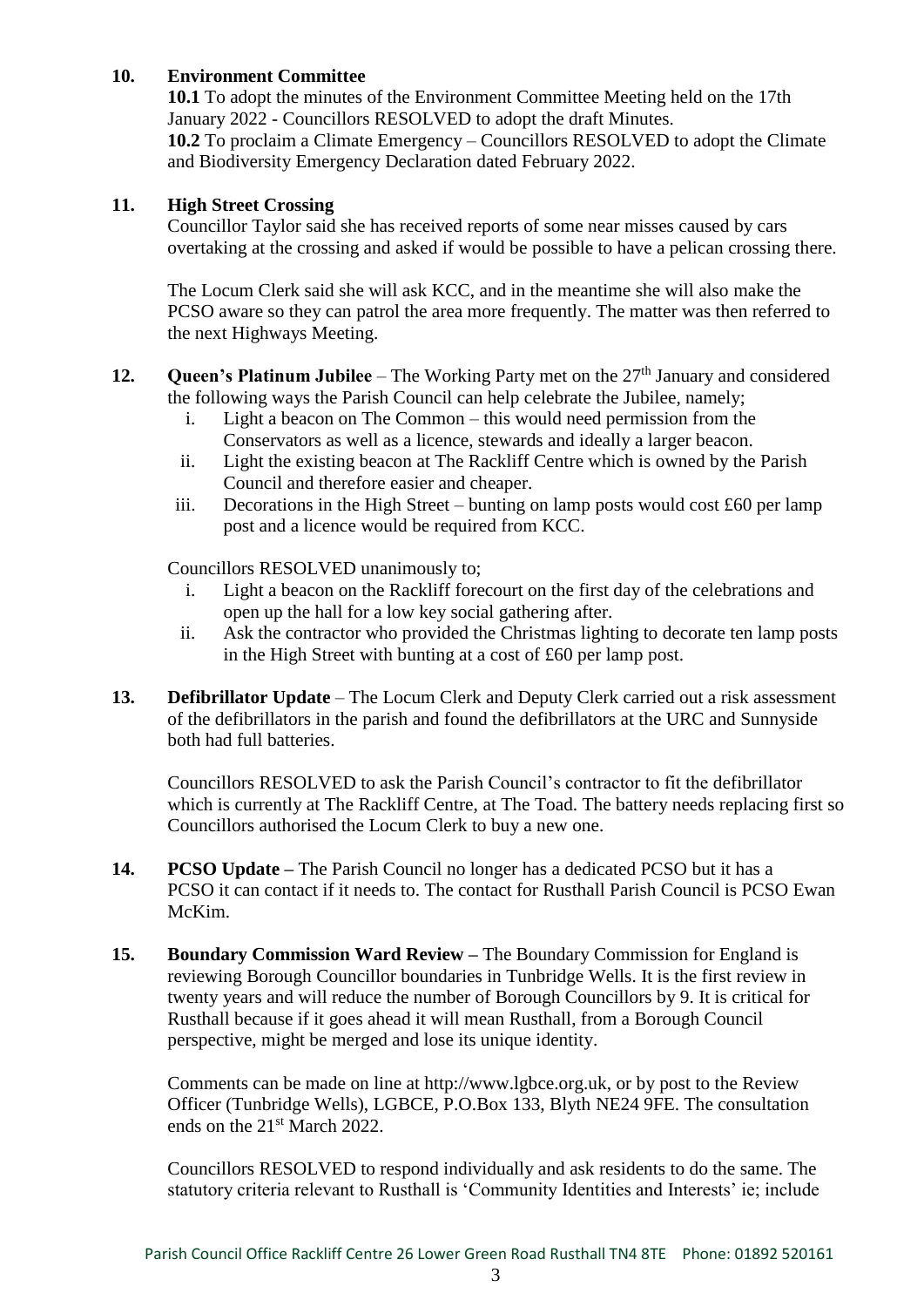## 10. Environment Committee

**10.1** To adopt the minutes of the Environment Committee Meeting held on the 17th January 2022 - Councillors RESOLVED to adopt the draft Minutes.

**10.2** To proclaim a Climate Emergency – Councillors RESOLVED to adopt the Climate and Biodiversity Emergency Declaration dated February 2022.

## 11. High Street Crossing

Councillor Taylor said she has received reports of some near misses caused by cars overtaking at the crossing and asked if would be possible to have a pelican crossing there.

The Locum Clerk said she will ask KCC, and in the meantime she will also make the PCSO aware so they can patrol the area more frequently. The matter was then referred to the next Highways Meeting.

**12. Queen's Platinum Jubilee** – The Working Party met on the 27th January and considered the following ways the Parish Council can help celebrate the Jubilee, namely;

i. Light a beacon on The Common – this would need permission from the Conservators as well as a licence, stewards and ideally a larger beacon.
ii. Light the existing beacon at The Rackliff Centre which is owned by the Parish Council and therefore easier and cheaper.
iii. Decorations in the High Street – bunting on lamp posts would cost £60 per lamp post and a licence would be required from KCC.

Councillors RESOLVED unanimously to;

i. Light a beacon on the Rackliff forecourt on the first day of the celebrations and open up the hall for a low key social gathering after.
ii. Ask the contractor who provided the Christmas lighting to decorate ten lamp posts in the High Street with bunting at a cost of £60 per lamp post.

**13. Defibrillator Update** – The Locum Clerk and Deputy Clerk carried out a risk assessment of the defibrillators in the parish and found the defibrillators at the URC and Sunnyside both had full batteries.

Councillors RESOLVED to ask the Parish Council's contractor to fit the defibrillator which is currently at The Rackliff Centre, at The Toad. The battery needs replacing first so Councillors authorised the Locum Clerk to buy a new one.

**14. PCSO Update –** The Parish Council no longer has a dedicated PCSO but it has a PCSO it can contact if it needs to. The contact for Rusthall Parish Council is PCSO Ewan McKim.

**15. Boundary Commission Ward Review –** The Boundary Commission for England is reviewing Borough Councillor boundaries in Tunbridge Wells. It is the first review in twenty years and will reduce the number of Borough Councillors by 9. It is critical for Rusthall because if it goes ahead it will mean Rusthall, from a Borough Council perspective, might be merged and lose its unique identity.

Comments can be made on line at http://www.lgbce.org.uk, or by post to the Review Officer (Tunbridge Wells), LGBCE, P.O.Box 133, Blyth NE24 9FE. The consultation ends on the 21st March 2022.

Councillors RESOLVED to respond individually and ask residents to do the same. The statutory criteria relevant to Rusthall is 'Community Identities and Interests' ie; include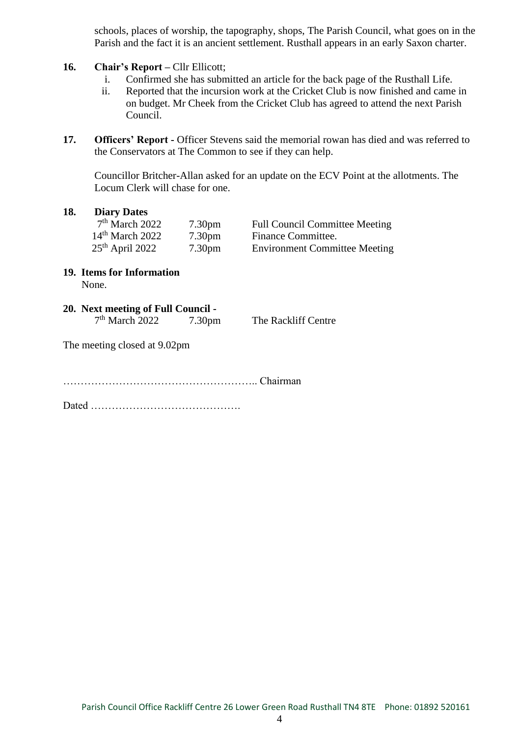schools, places of worship, the tapography, shops, The Parish Council, what goes on in the Parish and the fact it is an ancient settlement. Rusthall appears in an early Saxon charter.

**16. Chair's Report –** Cllr Ellicott;

i. Confirmed she has submitted an article for the back page of the Rusthall Life.
ii. Reported that the incursion work at the Cricket Club is now finished and came in on budget. Mr Cheek from the Cricket Club has agreed to attend the next Parish Council.

**17. Officers' Report -** Officer Stevens said the memorial rowan has died and was referred to the Conservators at The Common to see if they can help.

Councillor Britcher-Allan asked for an update on the ECV Point at the allotments. The Locum Clerk will chase for one.

**18. Diary Dates**

| | | |
|---|---|---|
| 7th March 2022 | 7.30pm | Full Council Committee Meeting |
| 14th March 2022 | 7.30pm | Finance Committee. |
| 25th April 2022 | 7.30pm | Environment Committee Meeting |

**19. Items for Information**

None.

**20. Next meeting of Full Council -**

| | | |
|---|---|---|
| 7th March 2022 | 7.30pm | The Rackliff Centre |

The meeting closed at 9.02pm

……………………………………………….. Chairman

Dated …………………………………….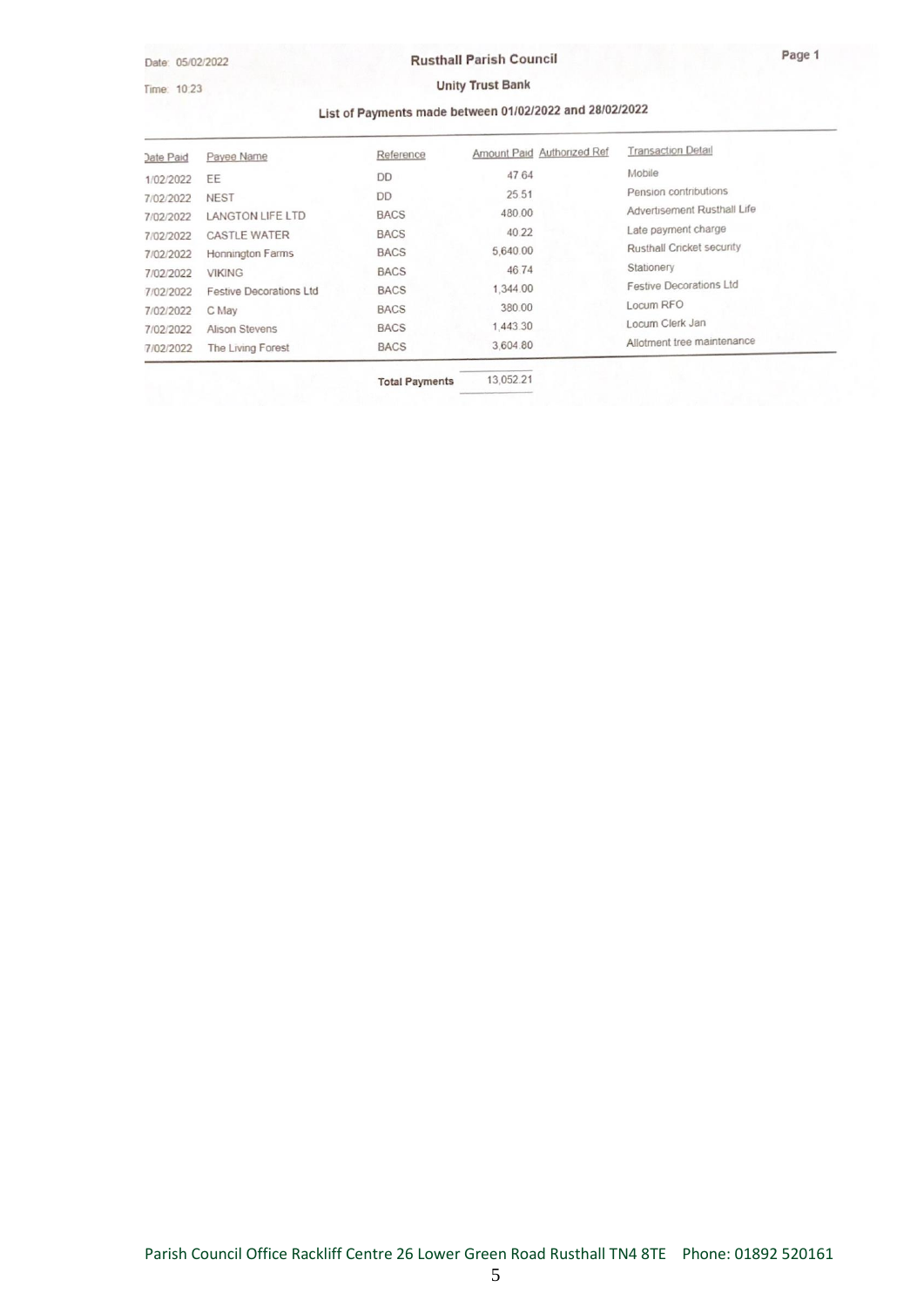Date: 05/02/2022

Time: 10:23

# Rusthall Parish Council

## Unity Trust Bank

### List of Payments made between 01/02/2022 and 28/02/2022

| Date Paid | Payee Name | Reference | Amount Paid | Authorized Ref | Transaction Detail |
|---|---|---|---|---|---|
| 1/02/2022 | EE | DD | 47.64 | | Mobile |
| 7/02/2022 | NEST | DD | 25.51 | | Pension contributions |
| 7/02/2022 | LANGTON LIFE LTD | BACS | 480.00 | | Advertisement Rusthall Life |
| 7/02/2022 | CASTLE WATER | BACS | 40.22 | | Late payment charge |
| 7/02/2022 | Honnington Farms | BACS | 5,640.00 | | Rusthall Cricket security |
| 7/02/2022 | VIKING | BACS | 46.74 | | Stationery |
| 7/02/2022 | Festive Decorations Ltd | BACS | 1,344.00 | | Festive Decorations Ltd |
| 7/02/2022 | C May | BACS | 380.00 | | Locum RFO |
| 7/02/2022 | Alison Stevens | BACS | 1,443.30 | | Locum Clerk Jan |
| 7/02/2022 | The Living Forest | BACS | 3,604.80 | | Allotment tree maintenance |
| | | **Total Payments** | 13,052.21 | | |

Parish Council Office Rackliff Centre 26 Lower Green Road Rusthall TN4 8TE Phone: 01892 520161